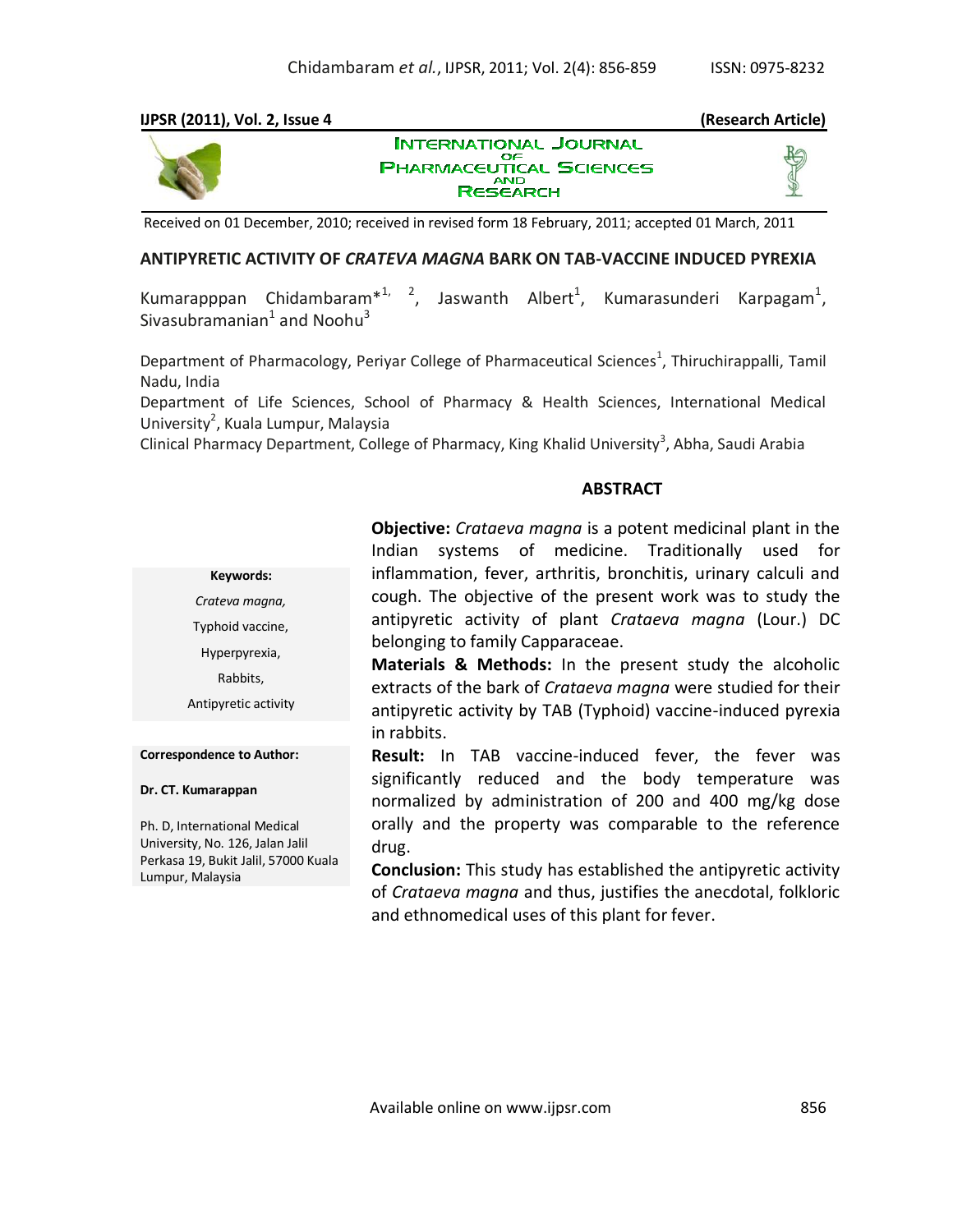**(Research Article)**

Received on 01 December, 2010; received in revised form 18 February, 2011; accepted 01 March, 2011

# ANTIPYRETIC ACTIVITY OF *CRATEVA MAGNA* BARK ON TAB-VACCINE INDUCED PYREXIA

Kumarapppan Chidambaram*[1, 2], Jaswanth Albert[1], Kumarasunderi Karpagam[1], Sivasubramanian[1] and Noohu[3]

Department of Pharmacology, Periyar College of Pharmaceutical Sciences[1], Thiruchirappalli, Tamil Nadu, India

Department of Life Sciences, School of Pharmacy & Health Sciences, International Medical University[2], Kuala Lumpur, Malaysia

Clinical Pharmacy Department, College of Pharmacy, King Khalid University[3], Abha, Saudi Arabia

**Keywords:**

*Crateva magna,*

Typhoid vaccine,

Hyperpyrexia,

Rabbits,

Antipyretic activity

**Correspondence to Author:**

**Dr. CT. Kumarappan**

Ph. D, International Medical University, No. 126, Jalan Jalil Perkasa 19, Bukit Jalil, 57000 Kuala Lumpur, Malaysia

## ABSTRACT

**Objective:** *Crataeva magna* is a potent medicinal plant in the Indian systems of medicine. Traditionally used for inflammation, fever, arthritis, bronchitis, urinary calculi and cough. The objective of the present work was to study the antipyretic activity of plant *Crataeva magna* (Lour.) DC belonging to family Capparaceae.

**Materials & Methods:** In the present study the alcoholic extracts of the bark of *Crataeva magna* were studied for their antipyretic activity by TAB (Typhoid) vaccine-induced pyrexia in rabbits.

**Result:** In TAB vaccine-induced fever, the fever was significantly reduced and the body temperature was normalized by administration of 200 and 400 mg/kg dose orally and the property was comparable to the reference drug.

**Conclusion:** This study has established the antipyretic activity of *Crataeva magna* and thus, justifies the anecdotal, folkloric and ethnomedical uses of this plant for fever.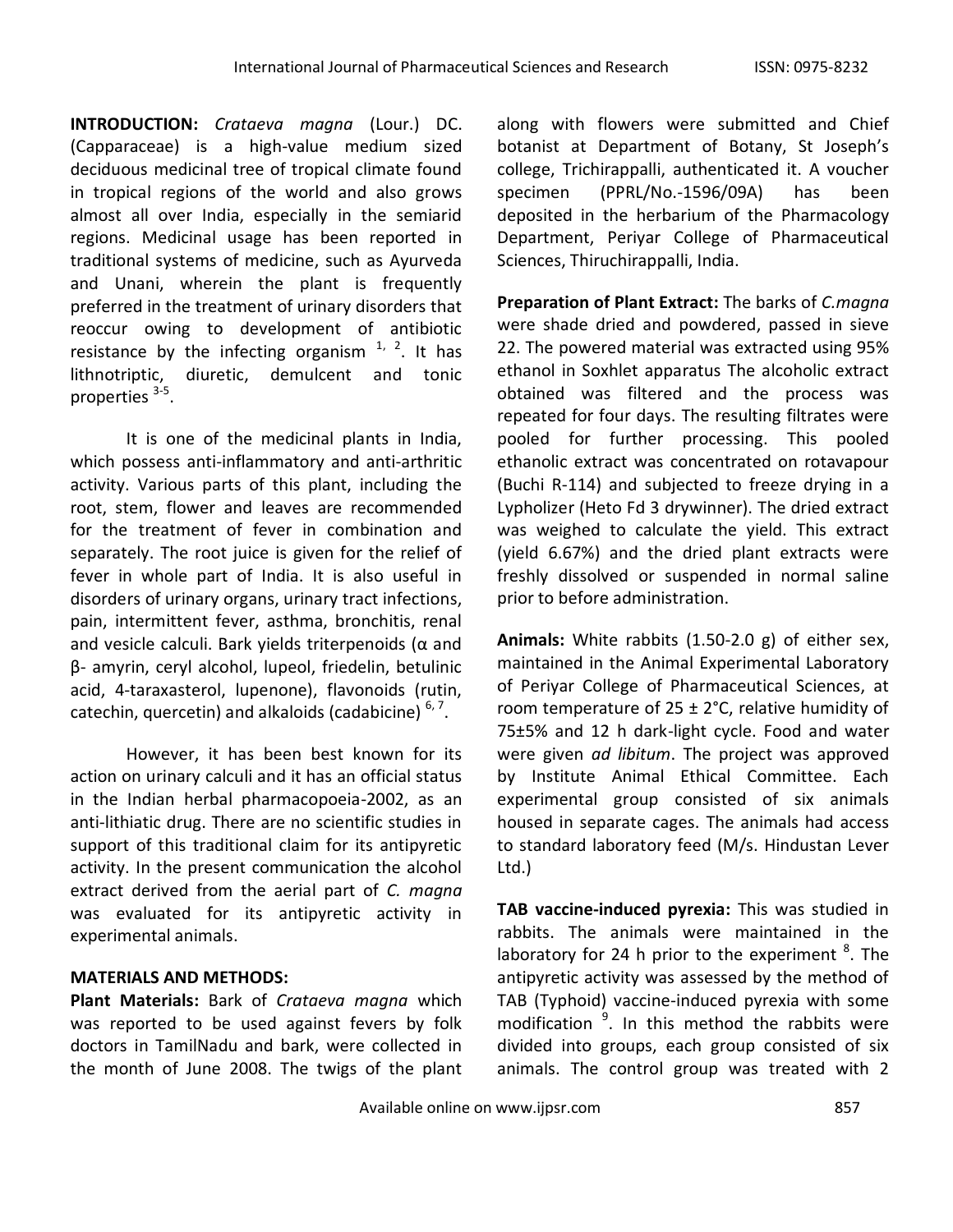**INTRODUCTION:** *Crataeva magna* (Lour.) DC. (Capparaceae) is a high-value medium sized deciduous medicinal tree of tropical climate found in tropical regions of the world and also grows almost all over India, especially in the semiarid regions. Medicinal usage has been reported in traditional systems of medicine, such as Ayurveda and Unani, wherein the plant is frequently preferred in the treatment of urinary disorders that reoccur owing to development of antibiotic resistance by the infecting organism [1, 2]. It has lithnotriptic, diuretic, demulcent and tonic properties [3-5].

It is one of the medicinal plants in India, which possess anti-inflammatory and anti-arthritic activity. Various parts of this plant, including the root, stem, flower and leaves are recommended for the treatment of fever in combination and separately. The root juice is given for the relief of fever in whole part of India. It is also useful in disorders of urinary organs, urinary tract infections, pain, intermittent fever, asthma, bronchitis, renal and vesicle calculi. Bark yields triterpenoids (α and β- amyrin, ceryl alcohol, lupeol, friedelin, betulinic acid, 4-taraxasterol, lupenone), flavonoids (rutin, catechin, quercetin) and alkaloids (cadabicine) [6, 7].

However, it has been best known for its action on urinary calculi and it has an official status in the Indian herbal pharmacopoeia-2002, as an anti-lithiatic drug. There are no scientific studies in support of this traditional claim for its antipyretic activity. In the present communication the alcohol extract derived from the aerial part of *C. magna* was evaluated for its antipyretic activity in experimental animals.

## MATERIALS AND METHODS:

**Plant Materials:** Bark of *Crataeva magna* which was reported to be used against fevers by folk doctors in TamilNadu and bark, were collected in the month of June 2008. The twigs of the plant along with flowers were submitted and Chief botanist at Department of Botany, St Joseph's college, Trichirappalli, authenticated it. A voucher specimen (PPRL/No.-1596/09A) has been deposited in the herbarium of the Pharmacology Department, Periyar College of Pharmaceutical Sciences, Thiruchirappalli, India.

**Preparation of Plant Extract:** The barks of *C.magna* were shade dried and powdered, passed in sieve 22. The powered material was extracted using 95% ethanol in Soxhlet apparatus The alcoholic extract obtained was filtered and the process was repeated for four days. The resulting filtrates were pooled for further processing. This pooled ethanolic extract was concentrated on rotavapour (Buchi R-114) and subjected to freeze drying in a Lypholizer (Heto Fd 3 drywinner). The dried extract was weighed to calculate the yield. This extract (yield 6.67%) and the dried plant extracts were freshly dissolved or suspended in normal saline prior to before administration.

**Animals:** White rabbits (1.50-2.0 g) of either sex, maintained in the Animal Experimental Laboratory of Periyar College of Pharmaceutical Sciences, at room temperature of 25 ± 2°C, relative humidity of 75±5% and 12 h dark-light cycle. Food and water were given *ad libitum*. The project was approved by Institute Animal Ethical Committee. Each experimental group consisted of six animals housed in separate cages. The animals had access to standard laboratory feed (M/s. Hindustan Lever Ltd.)

**TAB vaccine-induced pyrexia:** This was studied in rabbits. The animals were maintained in the laboratory for 24 h prior to the experiment [8]. The antipyretic activity was assessed by the method of TAB (Typhoid) vaccine-induced pyrexia with some modification [9]. In this method the rabbits were divided into groups, each group consisted of six animals. The control group was treated with 2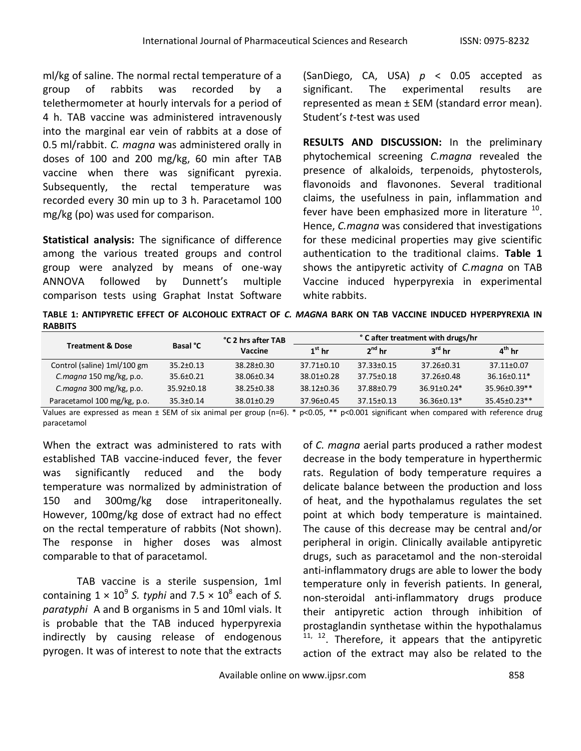ml/kg of saline. The normal rectal temperature of a group of rabbits was recorded by a telethermometer at hourly intervals for a period of 4 h. TAB vaccine was administered intravenously into the marginal ear vein of rabbits at a dose of 0.5 ml/rabbit. *C. magna* was administered orally in doses of 100 and 200 mg/kg, 60 min after TAB vaccine when there was significant pyrexia. Subsequently, the rectal temperature was recorded every 30 min up to 3 h. Paracetamol 100 mg/kg (po) was used for comparison.

**Statistical analysis:** The significance of difference among the various treated groups and control group were analyzed by means of one-way ANNOVA followed by Dunnett's multiple comparison tests using Graphat Instat Software (SanDiego, CA, USA) $p < 0.05$ accepted as significant. The experimental results are represented as mean ± SEM (standard error mean). Student's *t*-test was used

**RESULTS AND DISCUSSION:** In the preliminary phytochemical screening *C.magna* revealed the presence of alkaloids, terpenoids, phytosterols, flavonoids and flavonones. Several traditional claims, the usefulness in pain, inflammation and fever have been emphasized more in literature [10]. Hence, *C.magna* was considered that investigations for these medicinal properties may give scientific authentication to the traditional claims. **Table 1** shows the antipyretic activity of *C.magna* on TAB Vaccine induced hyperpyrexia in experimental white rabbits.

**TABLE 1: ANTIPYRETIC EFFECT OF ALCOHOLIC EXTRACT OF *C. MAGNA* BARK ON TAB VACCINE INDUCED HYPERPYREXIA IN RABBITS**

| Treatment & Dose | Basal °C | °C 2 hrs after TAB Vaccine | ° C after treatment with drugs/hr | | | |
|---|---|---|---|---|---|---|
| | | | $1^{st}$ hr | $2^{nd}$ hr | $3^{rd}$ hr | $4^{th}$ hr |
| Control (saline) 1ml/100 gm | 35.2±0.13 | 38.28±0.30 | 37.71±0.10 | 37.33±0.15 | 37.26±0.31 | 37.11±0.07 |
| *C.magna* 150 mg/kg, p.o. | 35.6±0.21 | 38.06±0.34 | 38.01±0.28 | 37.75±0.18 | 37.26±0.48 | 36.16±0.11* |
| *C.magna* 300 mg/kg, p.o. | 35.92±0.18 | 38.25±0.38 | 38.12±0.36 | 37.88±0.79 | 36.91±0.24* | 35.96±0.39** |
| Paracetamol 100 mg/kg, p.o. | 35.3±0.14 | 38.01±0.29 | 37.96±0.45 | 37.15±0.13 | 36.36±0.13* | 35.45±0.23** |

Values are expressed as mean ± SEM of six animal per group (n=6). * p<0.05, ** p<0.001 significant when compared with reference drug paracetamol

When the extract was administered to rats with established TAB vaccine-induced fever, the fever was significantly reduced and the body temperature was normalized by administration of 150 and 300mg/kg dose intraperitoneally. However, 100mg/kg dose of extract had no effect on the rectal temperature of rabbits (Not shown). The response in higher doses was almost comparable to that of paracetamol.

TAB vaccine is a sterile suspension, 1ml containing $1 \times 10^9$ *S. typhi* and $7.5 \times 10^8$ each of *S. paratyphi* A and B organisms in 5 and 10ml vials. It is probable that the TAB induced hyperpyrexia indirectly by causing release of endogenous pyrogen. It was of interest to note that the extracts of *C. magna* aerial parts produced a rather modest decrease in the body temperature in hyperthermic rats. Regulation of body temperature requires a delicate balance between the production and loss of heat, and the hypothalamus regulates the set point at which body temperature is maintained. The cause of this decrease may be central and/or peripheral in origin. Clinically available antipyretic drugs, such as paracetamol and the non-steroidal anti-inflammatory drugs are able to lower the body temperature only in feverish patients. In general, non-steroidal anti-inflammatory drugs produce their antipyretic action through inhibition of prostaglandin synthetase within the hypothalamus [11, 12]. Therefore, it appears that the antipyretic action of the extract may also be related to the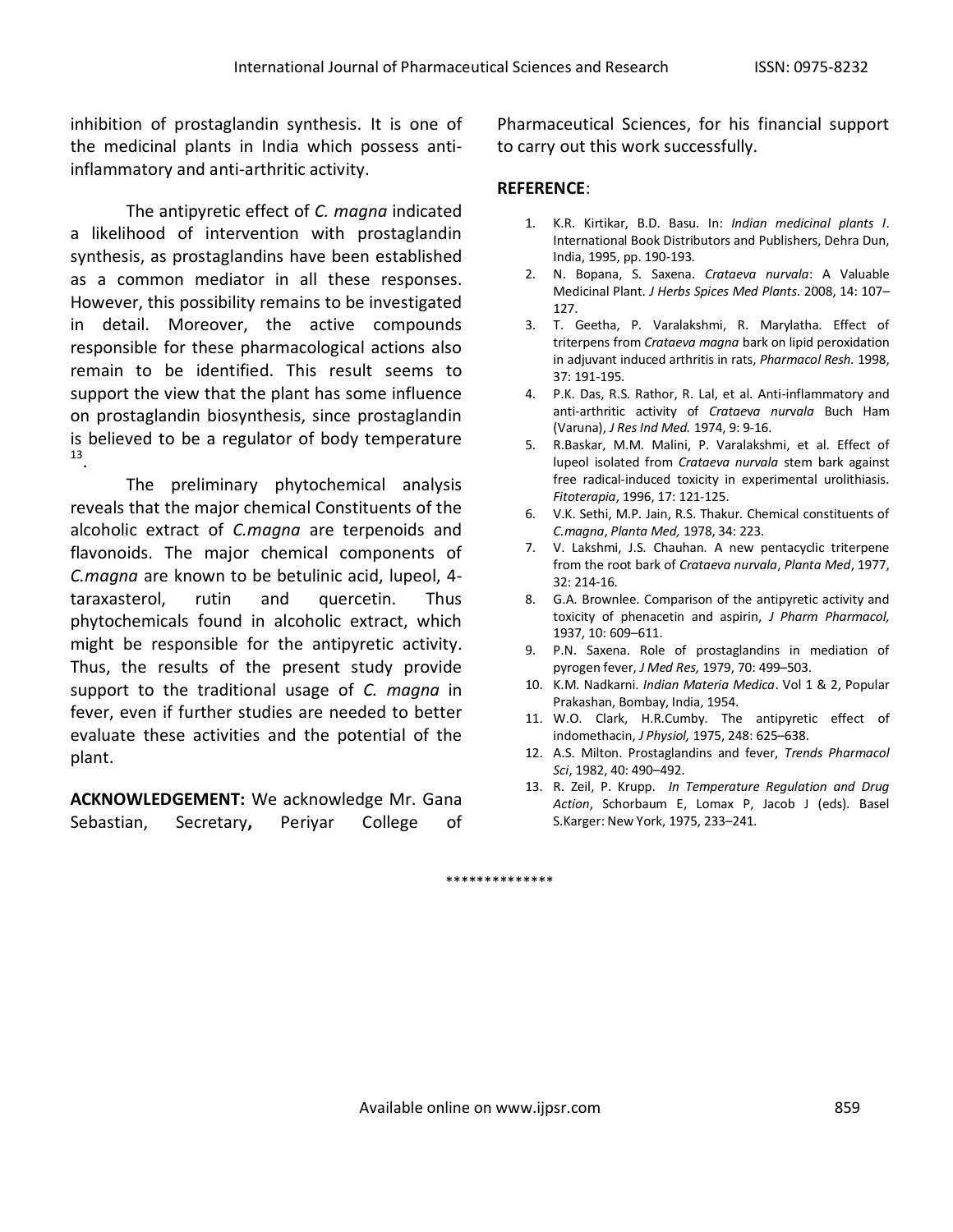inhibition of prostaglandin synthesis. It is one of the medicinal plants in India which possess anti-inflammatory and anti-arthritic activity.

The antipyretic effect of *C. magna* indicated a likelihood of intervention with prostaglandin synthesis, as prostaglandins have been established as a common mediator in all these responses. However, this possibility remains to be investigated in detail. Moreover, the active compounds responsible for these pharmacological actions also remain to be identified. This result seems to support the view that the plant has some influence on prostaglandin biosynthesis, since prostaglandin is believed to be a regulator of body temperature [13].

The preliminary phytochemical analysis reveals that the major chemical Constituents of the alcoholic extract of *C.magna* are terpenoids and flavonoids. The major chemical components of *C.magna* are known to be betulinic acid, lupeol, 4-taraxasterol, rutin and quercetin. Thus phytochemicals found in alcoholic extract, which might be responsible for the antipyretic activity. Thus, the results of the present study provide support to the traditional usage of *C. magna* in fever, even if further studies are needed to better evaluate these activities and the potential of the plant.

**ACKNOWLEDGEMENT:** We acknowledge Mr. Gana Sebastian, Secretary**,** Periyar College of Pharmaceutical Sciences, for his financial support to carry out this work successfully.

**REFERENCE**:

1. K.R. Kirtikar, B.D. Basu. In: *Indian medicinal plants I*. International Book Distributors and Publishers, Dehra Dun, India, 1995, pp. 190-193.
2. N. Bopana, S. Saxena. *Crataeva nurvala*: A Valuable Medicinal Plant. *J Herbs Spices Med Plants.* 2008, 14: 107–127.
3. T. Geetha, P. Varalakshmi, R. Marylatha. Effect of triterpens from *Crataeva magna* bark on lipid peroxidation in adjuvant induced arthritis in rats, *Pharmacol Resh.* 1998, 37: 191-195.
4. P.K. Das, R.S. Rathor, R. Lal, et al. Anti-inflammatory and anti-arthritic activity of *Crataeva nurvala* Buch Ham (Varuna), *J Res Ind Med.* 1974, 9: 9-16.
5. R.Baskar, M.M. Malini, P. Varalakshmi, et al. Effect of lupeol isolated from *Crataeva nurvala* stem bark against free radical-induced toxicity in experimental urolithiasis. *Fitoterapia*, 1996, 17: 121-125.
6. V.K. Sethi, M.P. Jain, R.S. Thakur. Chemical constituents of *C.magna*, *Planta Med,* 1978, 34: 223.
7. V. Lakshmi, J.S. Chauhan. A new pentacyclic triterpene from the root bark of *Crataeva nurvala*, *Planta Med*, 1977, 32: 214-16.
8. G.A. Brownlee. Comparison of the antipyretic activity and toxicity of phenacetin and aspirin, *J Pharm Pharmacol,* 1937, 10: 609–611.
9. P.N. Saxena. Role of prostaglandins in mediation of pyrogen fever, *J Med Res,* 1979, 70: 499–503.
10. K.M. Nadkarni. *Indian Materia Medica*. Vol 1 & 2, Popular Prakashan, Bombay, India, 1954.
11. W.O. Clark, H.R.Cumby. The antipyretic effect of indomethacin, *J Physiol,* 1975, 248: 625–638.
12. A.S. Milton. Prostaglandins and fever, *Trends Pharmacol Sci*, 1982, 40: 490–492.
13. R. Zeil, P. Krupp. *In Temperature Regulation and Drug Action*, Schorbaum E, Lomax P, Jacob J (eds). Basel S.Karger: New York, 1975, 233–241.

**************